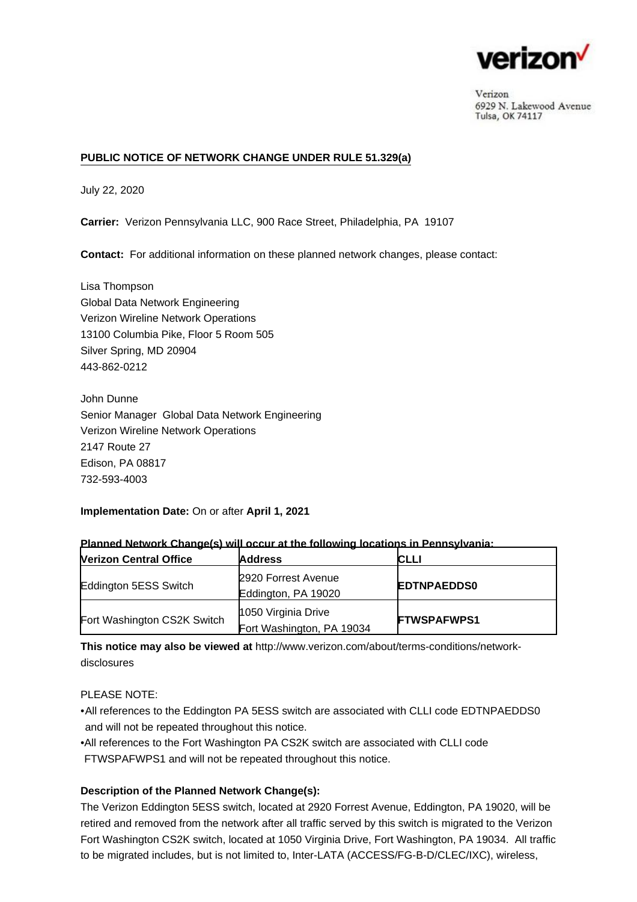Verizon
6929 N. Lakewood Avenue
Tulsa, OK 74117

## PUBLIC NOTICE OF NETWORK CHANGE UNDER RULE 51.329(a)

July 22, 2020

**Carrier:** Verizon Pennsylvania LLC, 900 Race Street, Philadelphia, PA 19107

**Contact:** For additional information on these planned network changes, please contact:

Lisa Thompson
Global Data Network Engineering
Verizon Wireline Network Operations
13100 Columbia Pike, Floor 5 Room 505
Silver Spring, MD 20904
443-862-0212

John Dunne
Senior Manager Global Data Network Engineering
Verizon Wireline Network Operations
2147 Route 27
Edison, PA 08817
732-593-4003

**Implementation Date:** On or after **April 1, 2021**

**Planned Network Change(s) will occur at the following locations in Pennsylvania:**

| Verizon Central Office | Address | CLLI |
| --- | --- | --- |
| Eddington 5ESS Switch | 2920 Forrest Avenue<br>Eddington, PA 19020 | **EDTNPAEDDS0** |
| Fort Washington CS2K Switch | 1050 Virginia Drive<br>Fort Washington, PA 19034 | **FTWSPAFWPS1** |

**This notice may also be viewed at** http://www.verizon.com/about/terms-conditions/network-disclosures

PLEASE NOTE:

- All references to the Eddington PA 5ESS switch are associated with CLLI code EDTNPAEDDS0 and will not be repeated throughout this notice.
- All references to the Fort Washington PA CS2K switch are associated with CLLI code FTWSPAFWPS1 and will not be repeated throughout this notice.

**Description of the Planned Network Change(s):**

The Verizon Eddington 5ESS switch, located at 2920 Forrest Avenue, Eddington, PA 19020, will be retired and removed from the network after all traffic served by this switch is migrated to the Verizon Fort Washington CS2K switch, located at 1050 Virginia Drive, Fort Washington, PA 19034. All traffic to be migrated includes, but is not limited to, Inter-LATA (ACCESS/FG-B-D/CLEC/IXC), wireless,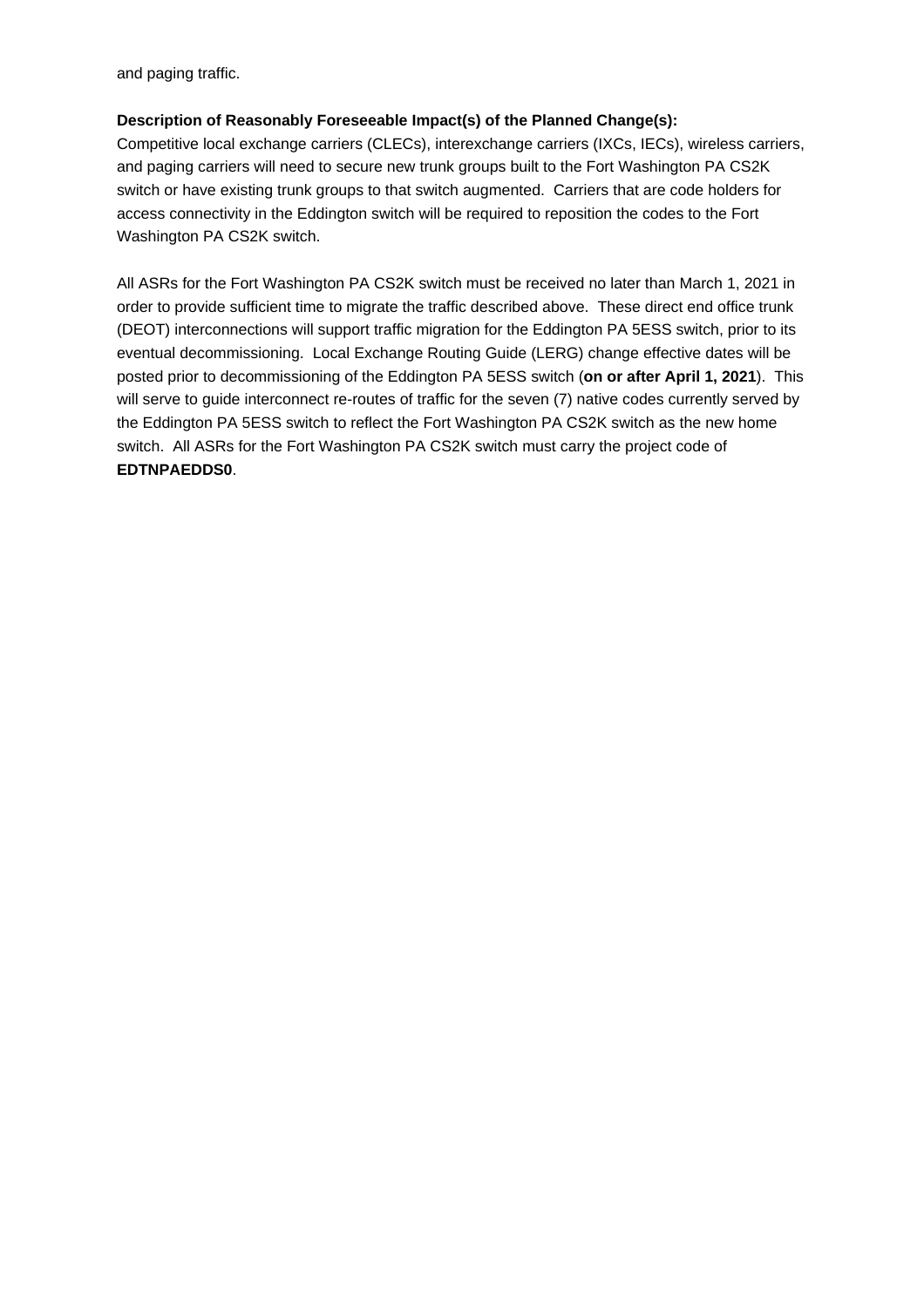and paging traffic.

**Description of Reasonably Foreseeable Impact(s) of the Planned Change(s):**
Competitive local exchange carriers (CLECs), interexchange carriers (IXCs, IECs), wireless carriers, and paging carriers will need to secure new trunk groups built to the Fort Washington PA CS2K switch or have existing trunk groups to that switch augmented. Carriers that are code holders for access connectivity in the Eddington switch will be required to reposition the codes to the Fort Washington PA CS2K switch.

All ASRs for the Fort Washington PA CS2K switch must be received no later than March 1, 2021 in order to provide sufficient time to migrate the traffic described above. These direct end office trunk (DEOT) interconnections will support traffic migration for the Eddington PA 5ESS switch, prior to its eventual decommissioning. Local Exchange Routing Guide (LERG) change effective dates will be posted prior to decommissioning of the Eddington PA 5ESS switch (**on or after April 1, 2021**). This will serve to guide interconnect re-routes of traffic for the seven (7) native codes currently served by the Eddington PA 5ESS switch to reflect the Fort Washington PA CS2K switch as the new home switch. All ASRs for the Fort Washington PA CS2K switch must carry the project code of **EDTNPAEDDS0**.